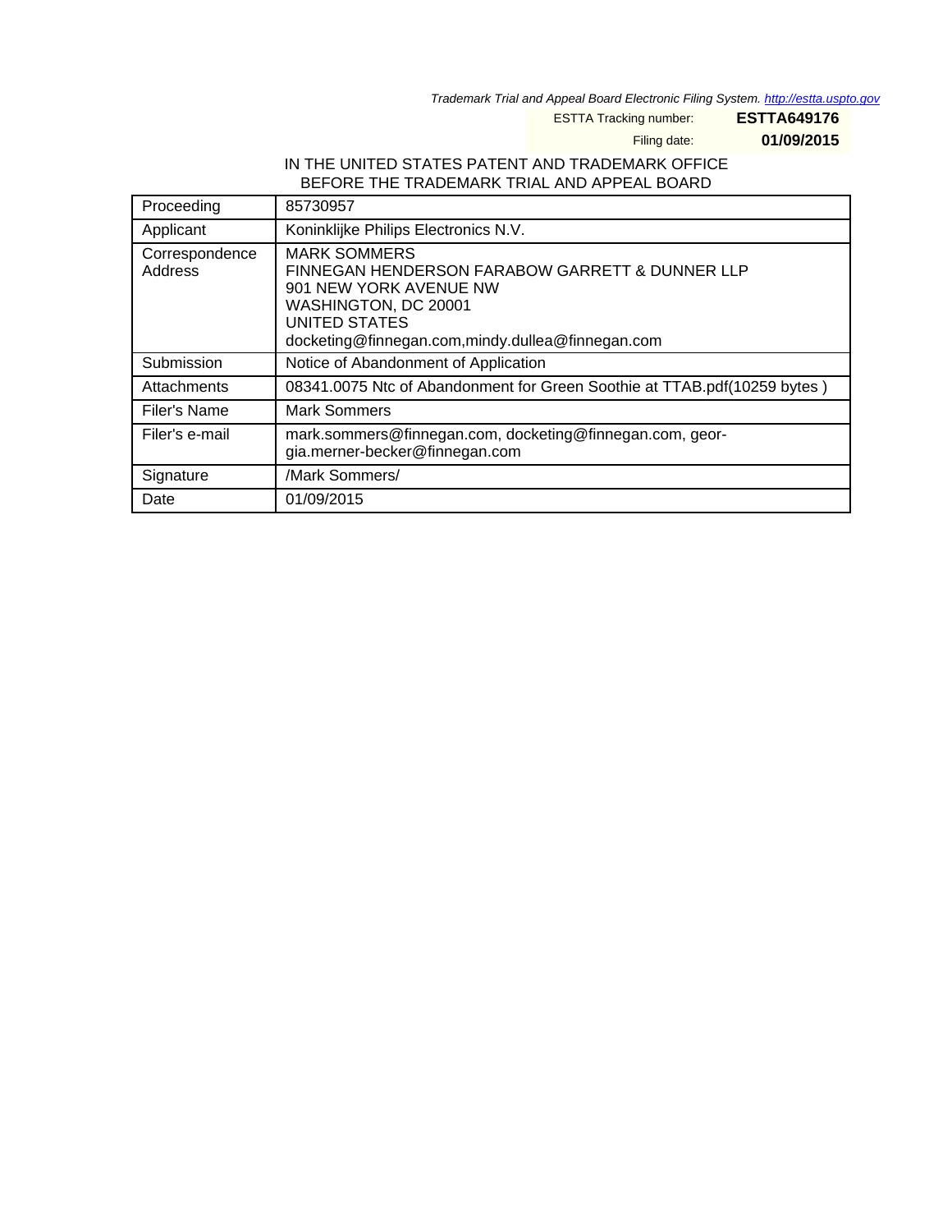Trademark Trial and Appeal Board Electronic Filing System. http://estta.uspto.gov

ESTTA Tracking number: **ESTTA649176**

Filing date: **01/09/2015**

IN THE UNITED STATES PATENT AND TRADEMARK OFFICE
BEFORE THE TRADEMARK TRIAL AND APPEAL BOARD

| | |
|---|---|
| Proceeding | 85730957 |
| Applicant | Koninklijke Philips Electronics N.V. |
| Correspondence Address | MARK SOMMERS<br>FINNEGAN HENDERSON FARABOW GARRETT & DUNNER LLP<br>901 NEW YORK AVENUE NW<br>WASHINGTON, DC 20001<br>UNITED STATES<br>docketing@finnegan.com,mindy.dullea@finnegan.com |
| Submission | Notice of Abandonment of Application |
| Attachments | 08341.0075 Ntc of Abandonment for Green Soothie at TTAB.pdf(10259 bytes ) |
| Filer's Name | Mark Sommers |
| Filer's e-mail | mark.sommers@finnegan.com, docketing@finnegan.com, georgia.merner-becker@finnegan.com |
| Signature | /Mark Sommers/ |
| Date | 01/09/2015 |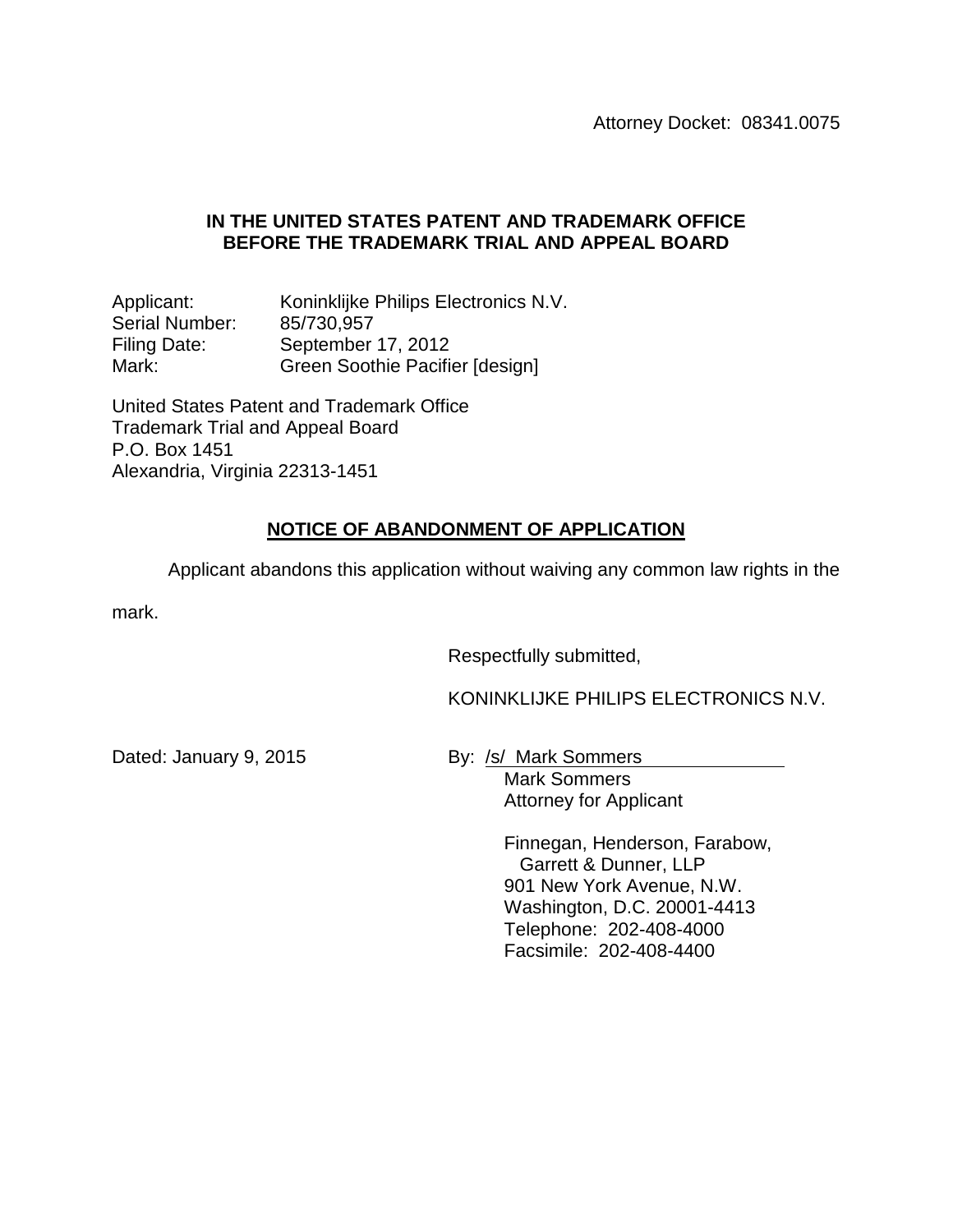Attorney Docket: 08341.0075

**IN THE UNITED STATES PATENT AND TRADEMARK OFFICE**
**BEFORE THE TRADEMARK TRIAL AND APPEAL BOARD**

Applicant: Koninklijke Philips Electronics N.V.
Serial Number: 85/730,957
Filing Date: September 17, 2012
Mark: Green Soothie Pacifier [design]

United States Patent and Trademark Office
Trademark Trial and Appeal Board
P.O. Box 1451
Alexandria, Virginia 22313-1451

**NOTICE OF ABANDONMENT OF APPLICATION**

Applicant abandons this application without waiving any common law rights in the mark.

Respectfully submitted,

KONINKLIJKE PHILIPS ELECTRONICS N.V.

Dated: January 9, 2015

By: /s/ Mark Sommers
Mark Sommers
Attorney for Applicant

Finnegan, Henderson, Farabow,
Garrett & Dunner, LLP
901 New York Avenue, N.W.
Washington, D.C. 20001-4413
Telephone: 202-408-4000
Facsimile: 202-408-4400